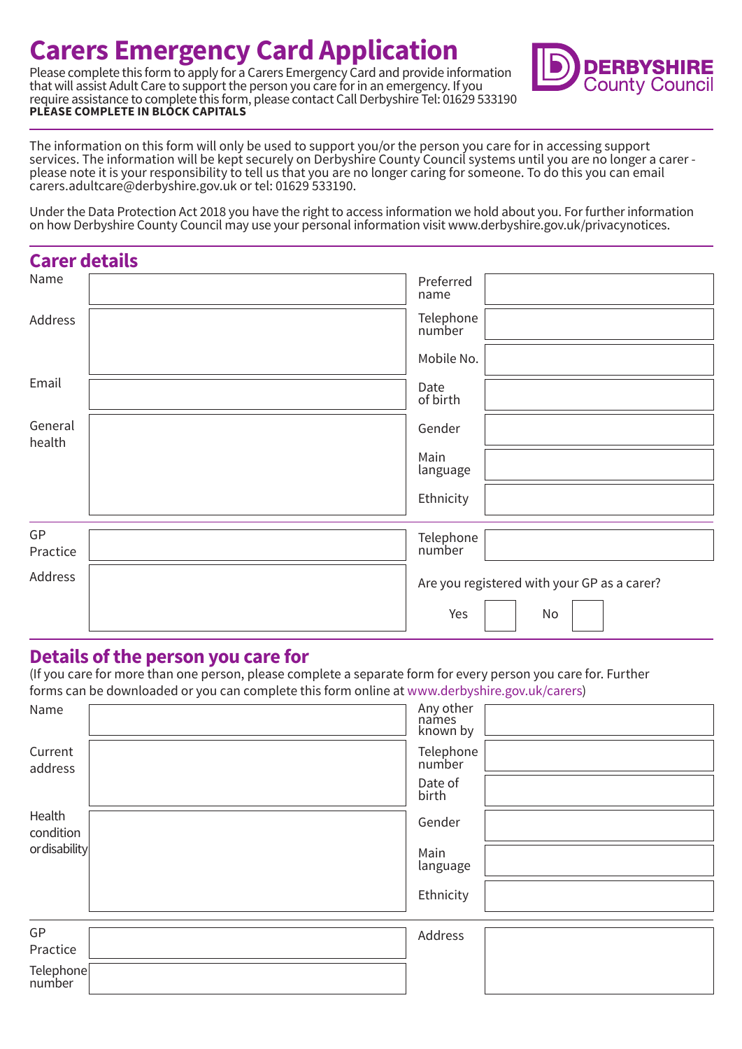# Carers Emergency Card Application

Please complete this form to apply for a Carers Emergency Card and provide information that will assist Adult Care to support the person you care for in an emergency. If you require assistance to complete this form, please contact Call Derbyshire Tel: 01629 533190

**PLEASE COMPLETE IN BLOCK CAPITALS**

DERBYSHIRE County Council

The information on this form will only be used to support you/or the person you care for in accessing support services. The information will be kept securely on Derbyshire County Council systems until you are no longer a carer - please note it is your responsibility to tell us that you are no longer caring for someone. To do this you can email carers.adultcare@derbyshire.gov.uk or tel: 01629 533190.

Under the Data Protection Act 2018 you have the right to access information we hold about you. For further information on how Derbyshire County Council may use your personal information visit www.derbyshire.gov.uk/privacynotices.

## Carer details

| | | | |
|---|---|---|---|
| Name | | Preferred name | |
| Address | | Telephone number | |
| | | Mobile No. | |
| Email | | Date of birth | |
| General health | | Gender | |
| | | Main language | |
| | | Ethnicity | |
| GP Practice | | Telephone number | |
| Address | | Are you registered with your GP as a carer? Yes ☐ No ☐ | |

## Details of the person you care for

(If you care for more than one person, please complete a separate form for every person you care for. Further forms can be downloaded or you can complete this form online at www.derbyshire.gov.uk/carers)

| | | | |
|---|---|---|---|
| Name | | Any other names known by | |
| Current address | | Telephone number | |
| | | Date of birth | |
| Health condition or disability | | Gender | |
| | | Main language | |
| | | Ethnicity | |
| GP Practice | | Address | |
| Telephone number | | | |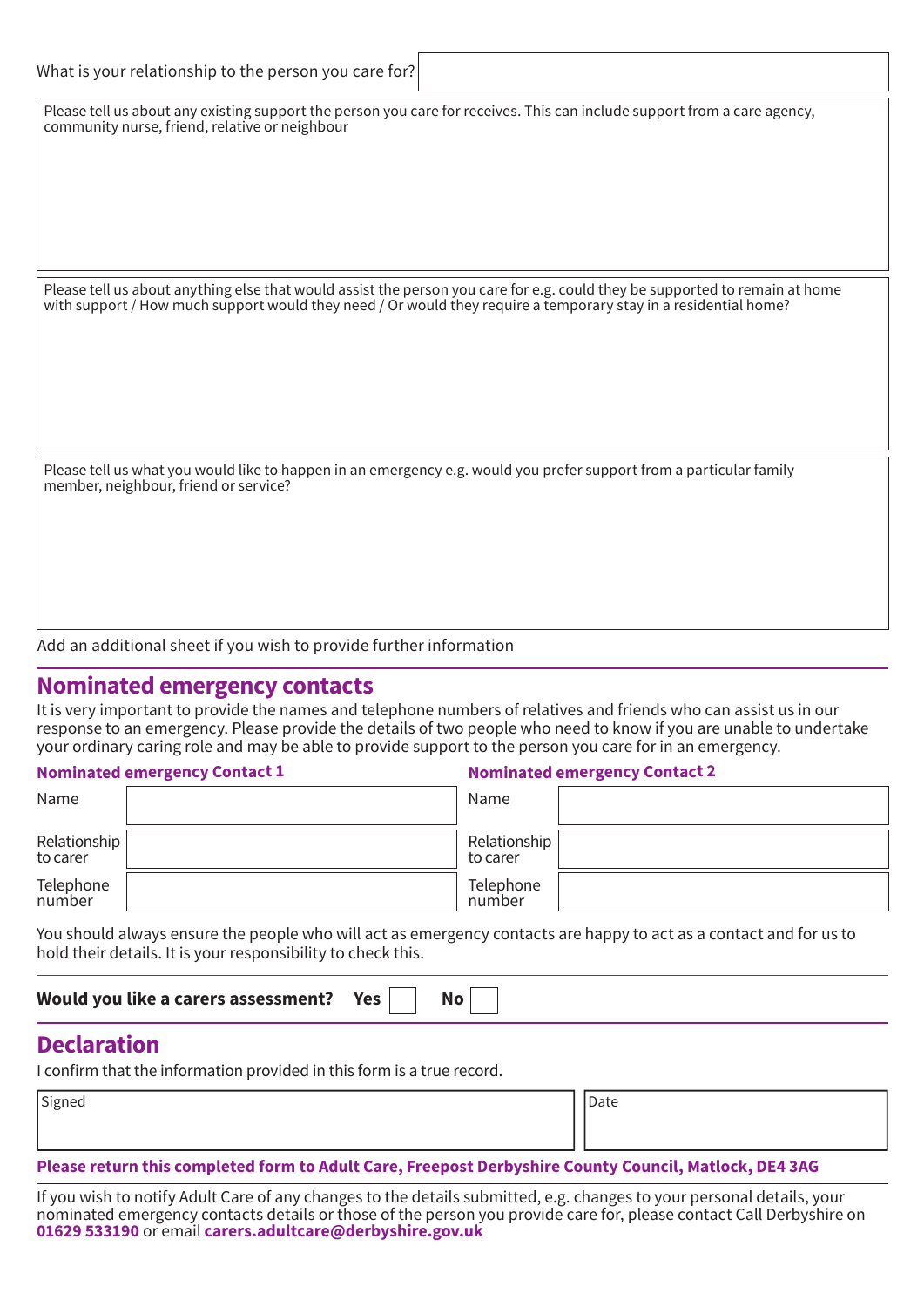What is your relationship to the person you care for?

Please tell us about any existing support the person you care for receives. This can include support from a care agency, community nurse, friend, relative or neighbour

Please tell us about anything else that would assist the person you care for e.g. could they be supported to remain at home with support / How much support would they need / Or would they require a temporary stay in a residential home?

Please tell us what you would like to happen in an emergency e.g. would you prefer support from a particular family member, neighbour, friend or service?

Add an additional sheet if you wish to provide further information

## Nominated emergency contacts

It is very important to provide the names and telephone numbers of relatives and friends who can assist us in our response to an emergency. Please provide the details of two people who need to know if you are unable to undertake your ordinary caring role and may be able to provide support to the person you care for in an emergency.

| **Nominated emergency Contact 1** | | **Nominated emergency Contact 2** | |
|---|---|---|---|
| Name | | Name | |
| Relationship to carer | | Relationship to carer | |
| Telephone number | | Telephone number | |

You should always ensure the people who will act as emergency contacts are happy to act as a contact and for us to hold their details. It is your responsibility to check this.

**Would you like a carers assessment?** **Yes** ☐ **No** ☐

## Declaration

I confirm that the information provided in this form is a true record.

| Signed | Date |
|---|---|
| | |

**Please return this completed form to Adult Care, Freepost Derbyshire County Council, Matlock, DE4 3AG**

If you wish to notify Adult Care of any changes to the details submitted, e.g. changes to your personal details, your nominated emergency contacts details or those of the person you provide care for, please contact Call Derbyshire on **01629 533190** or email **carers.adultcare@derbyshire.gov.uk**